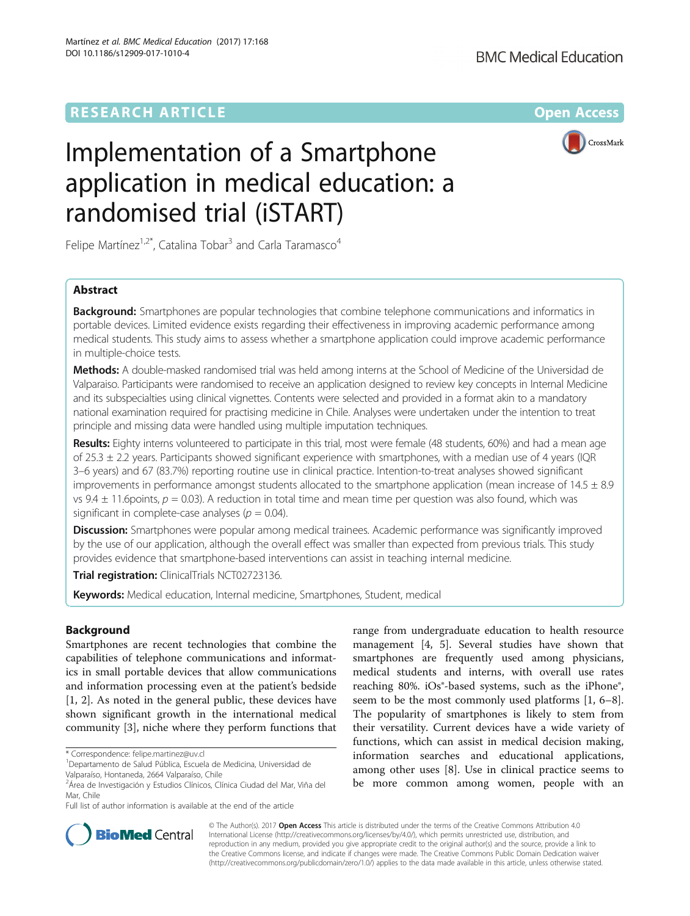RESEARCH ARTICLE

Open Access

# Implementation of a Smartphone application in medical education: a randomised trial (iSTART)

Felipe Martínez[1,2*], Catalina Tobar[3] and Carla Taramasco[4]

## Abstract

**Background:** Smartphones are popular technologies that combine telephone communications and informatics in portable devices. Limited evidence exists regarding their effectiveness in improving academic performance among medical students. This study aims to assess whether a smartphone application could improve academic performance in multiple-choice tests.

**Methods:** A double-masked randomised trial was held among interns at the School of Medicine of the Universidad de Valparaiso. Participants were randomised to receive an application designed to review key concepts in Internal Medicine and its subspecialties using clinical vignettes. Contents were selected and provided in a format akin to a mandatory national examination required for practising medicine in Chile. Analyses were undertaken under the intention to treat principle and missing data were handled using multiple imputation techniques.

**Results:** Eighty interns volunteered to participate in this trial, most were female (48 students, 60%) and had a mean age of 25.3 ± 2.2 years. Participants showed significant experience with smartphones, with a median use of 4 years (IQR 3–6 years) and 67 (83.7%) reporting routine use in clinical practice. Intention-to-treat analyses showed significant improvements in performance amongst students allocated to the smartphone application (mean increase of 14.5 ± 8.9 vs 9.4 ± 11.6points, $p = 0.03$). A reduction in total time and mean time per question was also found, which was significant in complete-case analyses ($p = 0.04$).

**Discussion:** Smartphones were popular among medical trainees. Academic performance was significantly improved by the use of our application, although the overall effect was smaller than expected from previous trials. This study provides evidence that smartphone-based interventions can assist in teaching internal medicine.

**Trial registration:** ClinicalTrials NCT02723136.

**Keywords:** Medical education, Internal medicine, Smartphones, Student, medical

## Background

Smartphones are recent technologies that combine the capabilities of telephone communications and informatics in small portable devices that allow communications and information processing even at the patient's bedside [1, 2]. As noted in the general public, these devices have shown significant growth in the international medical community [3], niche where they perform functions that range from undergraduate education to health resource management [4, 5]. Several studies have shown that smartphones are frequently used among physicians, medical students and interns, with overall use rates reaching 80%. iOs®-based systems, such as the iPhone®, seem to be the most commonly used platforms [1, 6–8]. The popularity of smartphones is likely to stem from their versatility. Current devices have a wide variety of functions, which can assist in medical decision making, information searches and educational applications, among other uses [8]. Use in clinical practice seems to be more common among women, people with an

\* Correspondence: felipe.martinez@uv.cl
[1]Departamento de Salud Pública, Escuela de Medicina, Universidad de Valparaíso, Hontaneda, 2664 Valparaíso, Chile
[2]Área de Investigación y Estudios Clínicos, Clínica Ciudad del Mar, Viña del Mar, Chile
Full list of author information is available at the end of the article

© The Author(s). 2017 **Open Access** This article is distributed under the terms of the Creative Commons Attribution 4.0 International License (http://creativecommons.org/licenses/by/4.0/), which permits unrestricted use, distribution, and reproduction in any medium, provided you give appropriate credit to the original author(s) and the source, provide a link to the Creative Commons license, and indicate if changes were made. The Creative Commons Public Domain Dedication waiver (http://creativecommons.org/publicdomain/zero/1.0/) applies to the data made available in this article, unless otherwise stated.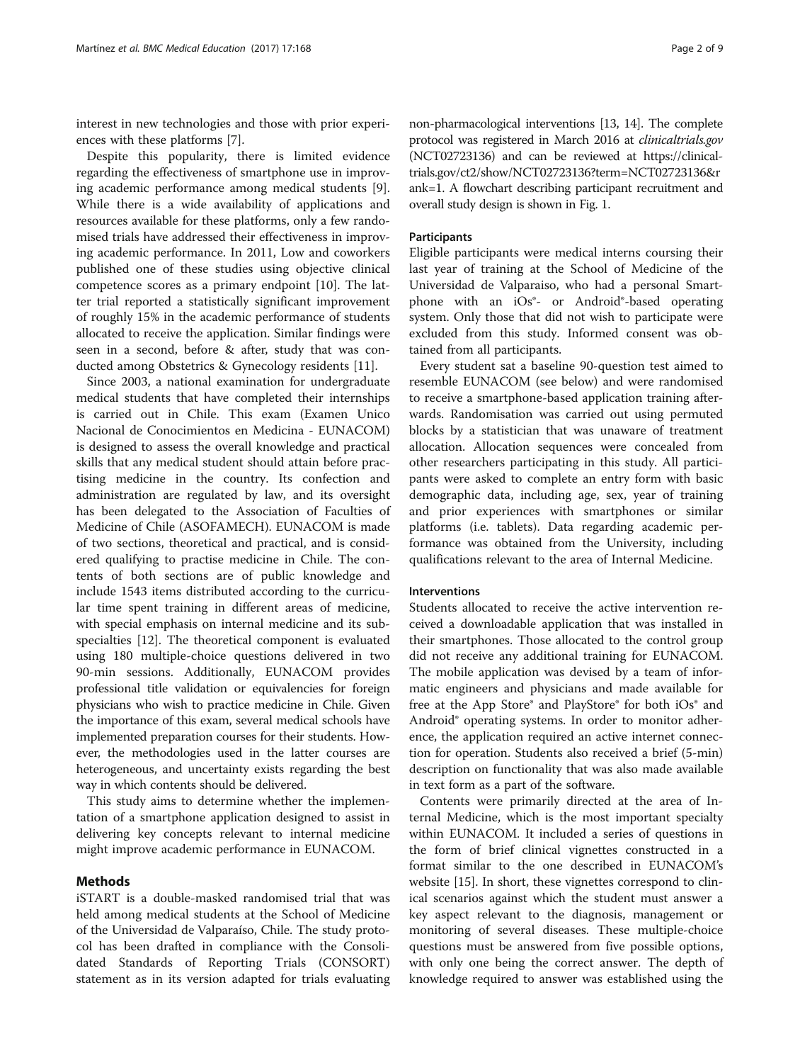interest in new technologies and those with prior experiences with these platforms [7].

Despite this popularity, there is limited evidence regarding the effectiveness of smartphone use in improving academic performance among medical students [9]. While there is a wide availability of applications and resources available for these platforms, only a few randomised trials have addressed their effectiveness in improving academic performance. In 2011, Low and coworkers published one of these studies using objective clinical competence scores as a primary endpoint [10]. The latter trial reported a statistically significant improvement of roughly 15% in the academic performance of students allocated to receive the application. Similar findings were seen in a second, before & after, study that was conducted among Obstetrics & Gynecology residents [11].

Since 2003, a national examination for undergraduate medical students that have completed their internships is carried out in Chile. This exam (Examen Unico Nacional de Conocimientos en Medicina - EUNACOM) is designed to assess the overall knowledge and practical skills that any medical student should attain before practising medicine in the country. Its confection and administration are regulated by law, and its oversight has been delegated to the Association of Faculties of Medicine of Chile (ASOFAMECH). EUNACOM is made of two sections, theoretical and practical, and is considered qualifying to practise medicine in Chile. The contents of both sections are of public knowledge and include 1543 items distributed according to the curricular time spent training in different areas of medicine, with special emphasis on internal medicine and its subspecialties [12]. The theoretical component is evaluated using 180 multiple-choice questions delivered in two 90-min sessions. Additionally, EUNACOM provides professional title validation or equivalencies for foreign physicians who wish to practice medicine in Chile. Given the importance of this exam, several medical schools have implemented preparation courses for their students. However, the methodologies used in the latter courses are heterogeneous, and uncertainty exists regarding the best way in which contents should be delivered.

This study aims to determine whether the implementation of a smartphone application designed to assist in delivering key concepts relevant to internal medicine might improve academic performance in EUNACOM.

## Methods

iSTART is a double-masked randomised trial that was held among medical students at the School of Medicine of the Universidad de Valparaíso, Chile. The study protocol has been drafted in compliance with the Consolidated Standards of Reporting Trials (CONSORT) statement as in its version adapted for trials evaluating non-pharmacological interventions [13, 14]. The complete protocol was registered in March 2016 at *clinicaltrials.gov* (NCT02723136) and can be reviewed at https://clinicaltrials.gov/ct2/show/NCT02723136?term=NCT02723136&rank=1. A flowchart describing participant recruitment and overall study design is shown in Fig. 1.

### Participants

Eligible participants were medical interns coursing their last year of training at the School of Medicine of the Universidad de Valparaiso, who had a personal Smartphone with an iOs®- or Android®-based operating system. Only those that did not wish to participate were excluded from this study. Informed consent was obtained from all participants.

Every student sat a baseline 90-question test aimed to resemble EUNACOM (see below) and were randomised to receive a smartphone-based application training afterwards. Randomisation was carried out using permuted blocks by a statistician that was unaware of treatment allocation. Allocation sequences were concealed from other researchers participating in this study. All participants were asked to complete an entry form with basic demographic data, including age, sex, year of training and prior experiences with smartphones or similar platforms (i.e. tablets). Data regarding academic performance was obtained from the University, including qualifications relevant to the area of Internal Medicine.

### Interventions

Students allocated to receive the active intervention received a downloadable application that was installed in their smartphones. Those allocated to the control group did not receive any additional training for EUNACOM. The mobile application was devised by a team of informatic engineers and physicians and made available for free at the App Store® and PlayStore® for both iOs® and Android® operating systems. In order to monitor adherence, the application required an active internet connection for operation. Students also received a brief (5-min) description on functionality that was also made available in text form as a part of the software.

Contents were primarily directed at the area of Internal Medicine, which is the most important specialty within EUNACOM. It included a series of questions in the form of brief clinical vignettes constructed in a format similar to the one described in EUNACOM's website [15]. In short, these vignettes correspond to clinical scenarios against which the student must answer a key aspect relevant to the diagnosis, management or monitoring of several diseases. These multiple-choice questions must be answered from five possible options, with only one being the correct answer. The depth of knowledge required to answer was established using the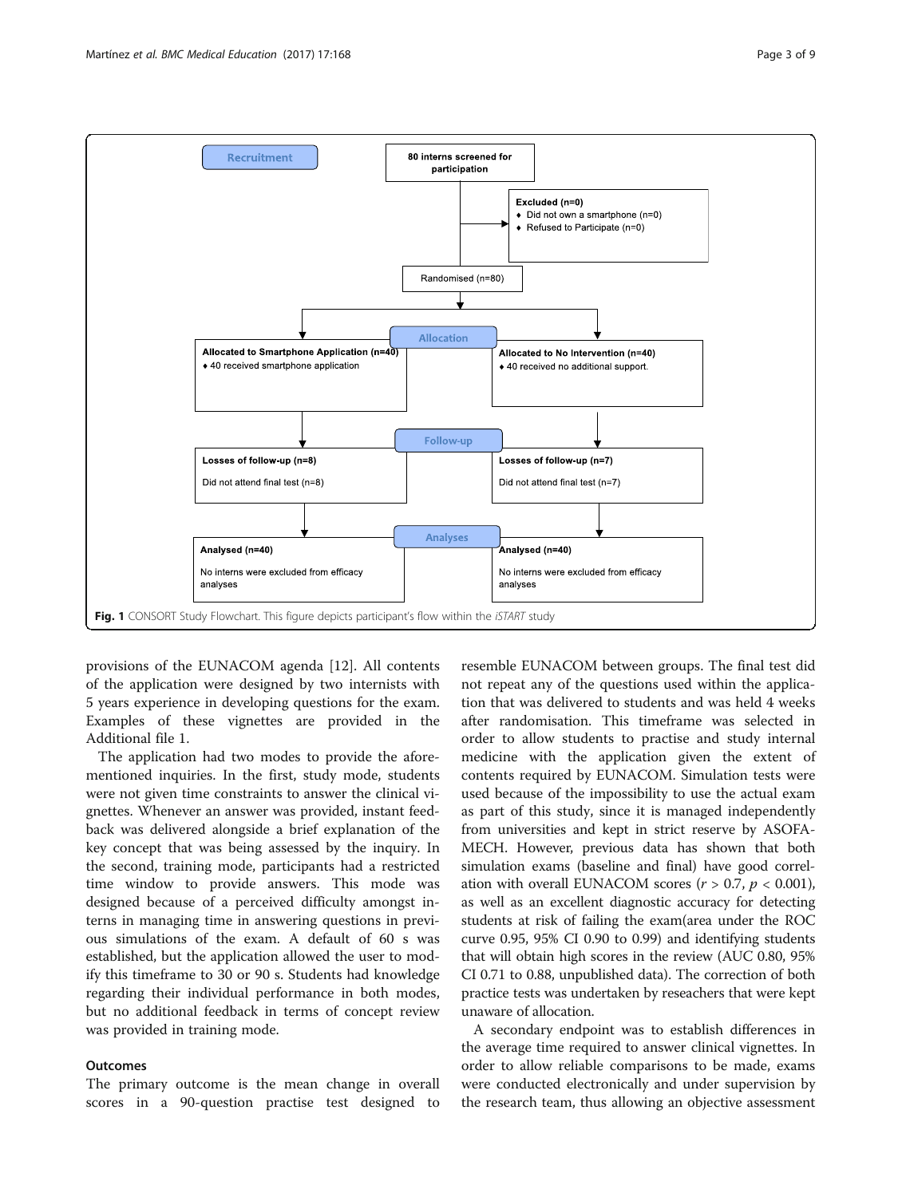Recruitment

80 interns screened for participation

Excluded (n=0)
- Did not own a smartphone (n=0)
- Refused to Participate (n=0)

Randomised (n=80)

Allocation

Allocated to Smartphone Application (n=40)
- 40 received smartphone application

Allocated to No Intervention (n=40)
- 40 received no additional support.

Follow-up

Losses of follow-up (n=8)

Did not attend final test (n=8)

Losses of follow-up (n=7)

Did not attend final test (n=7)

Analyses

Analysed (n=40)

No interns were excluded from efficacy analyses

Analysed (n=40)

No interns were excluded from efficacy analyses

**Fig. 1** CONSORT Study Flowchart. This figure depicts participant's flow within the *iSTART* study

provisions of the EUNACOM agenda [12]. All contents of the application were designed by two internists with 5 years experience in developing questions for the exam. Examples of these vignettes are provided in the Additional file 1.

The application had two modes to provide the aforementioned inquiries. In the first, study mode, students were not given time constraints to answer the clinical vignettes. Whenever an answer was provided, instant feedback was delivered alongside a brief explanation of the key concept that was being assessed by the inquiry. In the second, training mode, participants had a restricted time window to provide answers. This mode was designed because of a perceived difficulty amongst interns in managing time in answering questions in previous simulations of the exam. A default of 60 s was established, but the application allowed the user to modify this timeframe to 30 or 90 s. Students had knowledge regarding their individual performance in both modes, but no additional feedback in terms of concept review was provided in training mode.

## Outcomes

The primary outcome is the mean change in overall scores in a 90-question practise test designed to resemble EUNACOM between groups. The final test did not repeat any of the questions used within the application that was delivered to students and was held 4 weeks after randomisation. This timeframe was selected in order to allow students to practise and study internal medicine with the application given the extent of contents required by EUNACOM. Simulation tests were used because of the impossibility to use the actual exam as part of this study, since it is managed independently from universities and kept in strict reserve by ASOFAMECH. However, previous data has shown that both simulation exams (baseline and final) have good correlation with overall EUNACOM scores ($r > 0.7$, $p < 0.001$), as well as an excellent diagnostic accuracy for detecting students at risk of failing the exam(area under the ROC curve 0.95, 95% CI 0.90 to 0.99) and identifying students that will obtain high scores in the review (AUC 0.80, 95% CI 0.71 to 0.88, unpublished data). The correction of both practice tests was undertaken by reseachers that were kept unaware of allocation.

A secondary endpoint was to establish differences in the average time required to answer clinical vignettes. In order to allow reliable comparisons to be made, exams were conducted electronically and under supervision by the research team, thus allowing an objective assessment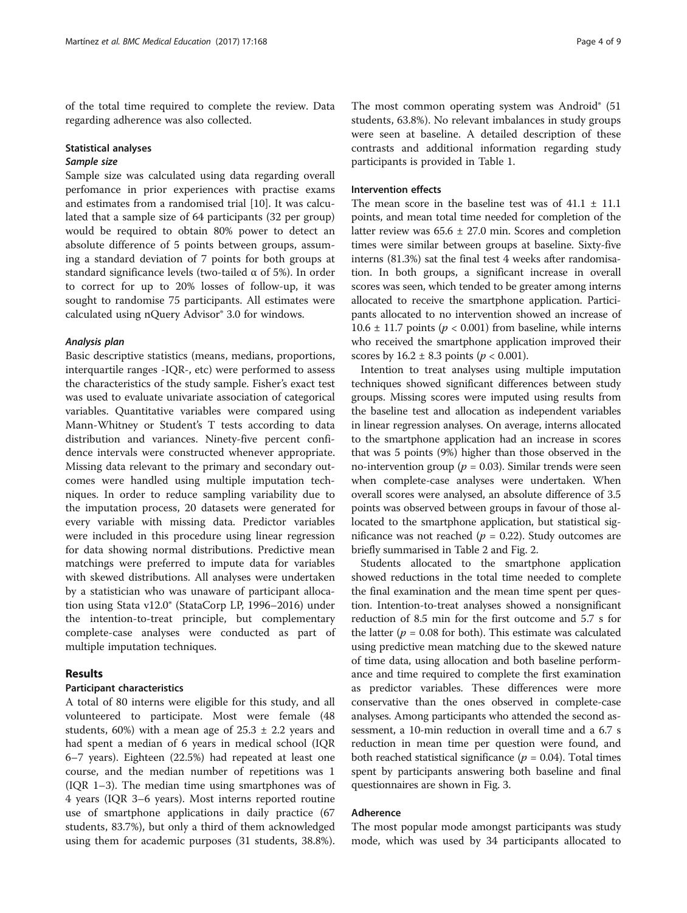of the total time required to complete the review. Data regarding adherence was also collected.

### Statistical analyses

#### *Sample size*

Sample size was calculated using data regarding overall perfomance in prior experiences with practise exams and estimates from a randomised trial [10]. It was calculated that a sample size of 64 participants (32 per group) would be required to obtain 80% power to detect an absolute difference of 5 points between groups, assuming a standard deviation of 7 points for both groups at standard significance levels (two-tailed α of 5%). In order to correct for up to 20% losses of follow-up, it was sought to randomise 75 participants. All estimates were calculated using nQuery Advisor® 3.0 for windows.

#### *Analysis plan*

Basic descriptive statistics (means, medians, proportions, interquartile ranges -IQR-, etc) were performed to assess the characteristics of the study sample. Fisher's exact test was used to evaluate univariate association of categorical variables. Quantitative variables were compared using Mann-Whitney or Student's T tests according to data distribution and variances. Ninety-five percent confidence intervals were constructed whenever appropriate. Missing data relevant to the primary and secondary outcomes were handled using multiple imputation techniques. In order to reduce sampling variability due to the imputation process, 20 datasets were generated for every variable with missing data. Predictor variables were included in this procedure using linear regression for data showing normal distributions. Predictive mean matchings were preferred to impute data for variables with skewed distributions. All analyses were undertaken by a statistician who was unaware of participant allocation using Stata v12.0® (StataCorp LP, 1996–2016) under the intention-to-treat principle, but complementary complete-case analyses were conducted as part of multiple imputation techniques.

## Results

### Participant characteristics

A total of 80 interns were eligible for this study, and all volunteered to participate. Most were female (48 students, 60%) with a mean age of 25.3 ± 2.2 years and had spent a median of 6 years in medical school (IQR 6–7 years). Eighteen (22.5%) had repeated at least one course, and the median number of repetitions was 1 (IQR 1–3). The median time using smartphones was of 4 years (IQR 3–6 years). Most interns reported routine use of smartphone applications in daily practice (67 students, 83.7%), but only a third of them acknowledged using them for academic purposes (31 students, 38.8%). The most common operating system was Android® (51 students, 63.8%). No relevant imbalances in study groups were seen at baseline. A detailed description of these contrasts and additional information regarding study participants is provided in Table 1.

### Intervention effects

The mean score in the baseline test was of 41.1 ± 11.1 points, and mean total time needed for completion of the latter review was 65.6 ± 27.0 min. Scores and completion times were similar between groups at baseline. Sixty-five interns (81.3%) sat the final test 4 weeks after randomisation. In both groups, a significant increase in overall scores was seen, which tended to be greater among interns allocated to receive the smartphone application. Participants allocated to no intervention showed an increase of 10.6 ± 11.7 points ($p < 0.001$) from baseline, while interns who received the smartphone application improved their scores by 16.2 ± 8.3 points ($p < 0.001$).

Intention to treat analyses using multiple imputation techniques showed significant differences between study groups. Missing scores were imputed using results from the baseline test and allocation as independent variables in linear regression analyses. On average, interns allocated to the smartphone application had an increase in scores that was 5 points (9%) higher than those observed in the no-intervention group ($p = 0.03$). Similar trends were seen when complete-case analyses were undertaken. When overall scores were analysed, an absolute difference of 3.5 points was observed between groups in favour of those allocated to the smartphone application, but statistical significance was not reached ($p = 0.22$). Study outcomes are briefly summarised in Table 2 and Fig. 2.

Students allocated to the smartphone application showed reductions in the total time needed to complete the final examination and the mean time spent per question. Intention-to-treat analyses showed a nonsignificant reduction of 8.5 min for the first outcome and 5.7 s for the latter ($p = 0.08$ for both). This estimate was calculated using predictive mean matching due to the skewed nature of time data, using allocation and both baseline performance and time required to complete the first examination as predictor variables. These differences were more conservative than the ones observed in complete-case analyses. Among participants who attended the second assessment, a 10-min reduction in overall time and a 6.7 s reduction in mean time per question were found, and both reached statistical significance ($p = 0.04$). Total times spent by participants answering both baseline and final questionnaires are shown in Fig. 3.

### Adherence

The most popular mode amongst participants was study mode, which was used by 34 participants allocated to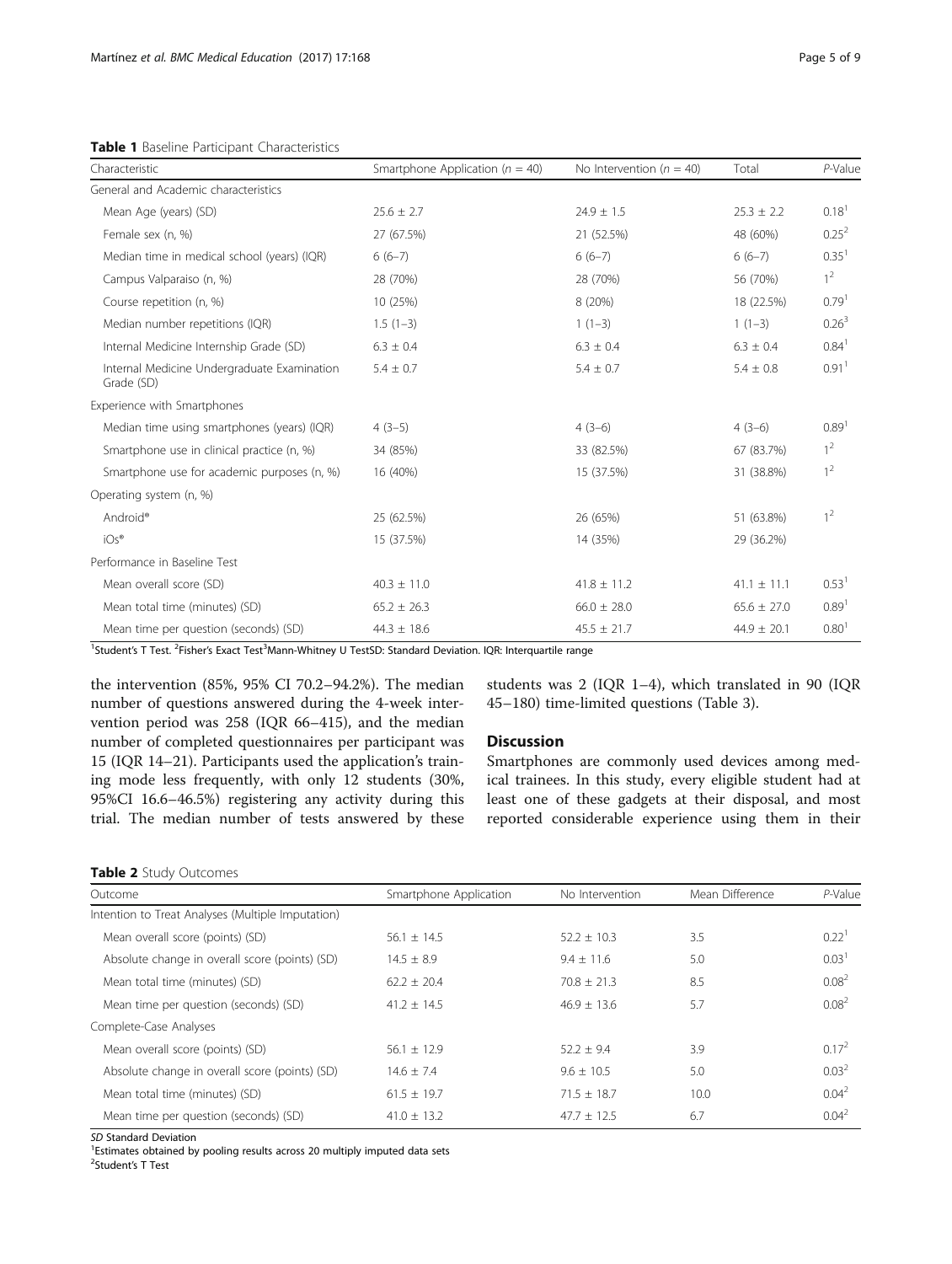**Table 1** Baseline Participant Characteristics

| Characteristic | Smartphone Application (*n* = 40) | No Intervention (*n* = 40) | Total | *P*-Value |
|---|---|---|---|---|
| General and Academic characteristics | | | | |
| Mean Age (years) (SD) | 25.6 ± 2.7 | 24.9 ± 1.5 | 25.3 ± 2.2 | 0.18[1] |
| Female sex (n, %) | 27 (67.5%) | 21 (52.5%) | 48 (60%) | 0.25[2] |
| Median time in medical school (years) (IQR) | 6 (6–7) | 6 (6–7) | 6 (6–7) | 0.35[1] |
| Campus Valparaiso (n, %) | 28 (70%) | 28 (70%) | 56 (70%) | 1[2] |
| Course repetition (n, %) | 10 (25%) | 8 (20%) | 18 (22.5%) | 0.79[1] |
| Median number repetitions (IQR) | 1.5 (1–3) | 1 (1–3) | 1 (1–3) | 0.26[3] |
| Internal Medicine Internship Grade (SD) | 6.3 ± 0.4 | 6.3 ± 0.4 | 6.3 ± 0.4 | 0.84[1] |
| Internal Medicine Undergraduate Examination Grade (SD) | 5.4 ± 0.7 | 5.4 ± 0.7 | 5.4 ± 0.8 | 0.91[1] |
| Experience with Smartphones | | | | |
| Median time using smartphones (years) (IQR) | 4 (3–5) | 4 (3–6) | 4 (3–6) | 0.89[1] |
| Smartphone use in clinical practice (n, %) | 34 (85%) | 33 (82.5%) | 67 (83.7%) | 1[2] |
| Smartphone use for academic purposes (n, %) | 16 (40%) | 15 (37.5%) | 31 (38.8%) | 1[2] |
| Operating system (n, %) | | | | |
| Android® | 25 (62.5%) | 26 (65%) | 51 (63.8%) | 1[2] |
| iOs® | 15 (37.5%) | 14 (35%) | 29 (36.2%) | |
| Performance in Baseline Test | | | | |
| Mean overall score (SD) | 40.3 ± 11.0 | 41.8 ± 11.2 | 41.1 ± 11.1 | 0.53[1] |
| Mean total time (minutes) (SD) | 65.2 ± 26.3 | 66.0 ± 28.0 | 65.6 ± 27.0 | 0.89[1] |
| Mean time per question (seconds) (SD) | 44.3 ± 18.6 | 45.5 ± 21.7 | 44.9 ± 20.1 | 0.80[1] |

[1]Student's T Test. [2]Fisher's Exact Test[3]Mann-Whitney U TestSD: Standard Deviation. IQR: Interquartile range

the intervention (85%, 95% CI 70.2–94.2%). The median number of questions answered during the 4-week intervention period was 258 (IQR 66–415), and the median number of completed questionnaires per participant was 15 (IQR 14–21). Participants used the application's training mode less frequently, with only 12 students (30%, 95%CI 16.6–46.5%) registering any activity during this trial. The median number of tests answered by these students was 2 (IQR 1–4), which translated in 90 (IQR 45–180) time-limited questions (Table 3).

## Discussion

Smartphones are commonly used devices among medical trainees. In this study, every eligible student had at least one of these gadgets at their disposal, and most reported considerable experience using them in their

**Table 2** Study Outcomes

| Outcome | Smartphone Application | No Intervention | Mean Difference | *P*-Value |
|---|---|---|---|---|
| Intention to Treat Analyses (Multiple Imputation) | | | | |
| Mean overall score (points) (SD) | 56.1 ± 14.5 | 52.2 ± 10.3 | 3.5 | 0.22[1] |
| Absolute change in overall score (points) (SD) | 14.5 ± 8.9 | 9.4 ± 11.6 | 5.0 | 0.03[1] |
| Mean total time (minutes) (SD) | 62.2 ± 20.4 | 70.8 ± 21.3 | 8.5 | 0.08[2] |
| Mean time per question (seconds) (SD) | 41.2 ± 14.5 | 46.9 ± 13.6 | 5.7 | 0.08[2] |
| Complete-Case Analyses | | | | |
| Mean overall score (points) (SD) | 56.1 ± 12.9 | 52.2 ± 9.4 | 3.9 | 0.17[2] |
| Absolute change in overall score (points) (SD) | 14.6 ± 7.4 | 9.6 ± 10.5 | 5.0 | 0.03[2] |
| Mean total time (minutes) (SD) | 61.5 ± 19.7 | 71.5 ± 18.7 | 10.0 | 0.04[2] |
| Mean time per question (seconds) (SD) | 41.0 ± 13.2 | 47.7 ± 12.5 | 6.7 | 0.04[2] |

*SD* Standard Deviation
[1]Estimates obtained by pooling results across 20 multiply imputed data sets
[2]Student's T Test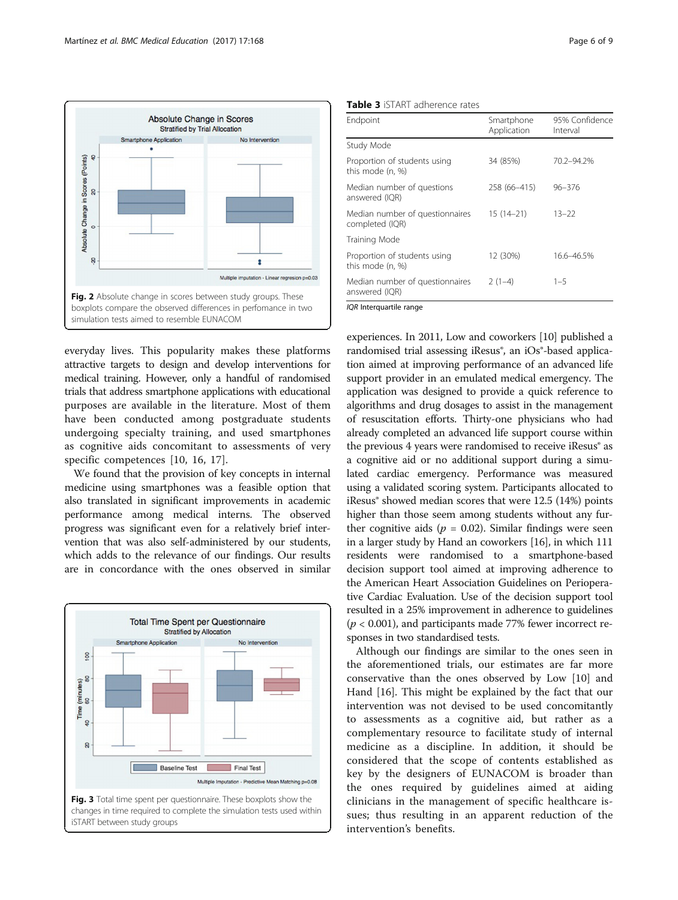Fig. 2 Absolute change in scores between study groups. These boxplots compare the observed differences in perfomance in two simulation tests aimed to resemble EUNACOM

everyday lives. This popularity makes these platforms attractive targets to design and develop interventions for medical training. However, only a handful of randomised trials that address smartphone applications with educational purposes are available in the literature. Most of them have been conducted among postgraduate students undergoing specialty training, and used smartphones as cognitive aids concomitant to assessments of very specific competences [10, 16, 17].

We found that the provision of key concepts in internal medicine using smartphones was a feasible option that also translated in significant improvements in academic performance among medical interns. The observed progress was significant even for a relatively brief intervention that was also self-administered by our students, which adds to the relevance of our findings. Our results are in concordance with the ones observed in similar experiences. In 2011, Low and coworkers [10] published a randomised trial assessing iResus®, an iOs®-based application aimed at improving performance of an advanced life support provider in an emulated medical emergency. The application was designed to provide a quick reference to algorithms and drug dosages to assist in the management of resuscitation efforts. Thirty-one physicians who had already completed an advanced life support course within the previous 4 years were randomised to receive iResus® as a cognitive aid or no additional support during a simulated cardiac emergency. Performance was measured using a validated scoring system. Participants allocated to iResus® showed median scores that were 12.5 (14%) points higher than those seem among students without any further cognitive aids ($p$ = 0.02). Similar findings were seen in a larger study by Hand an coworkers [16], in which 111 residents were randomised to a smartphone-based decision support tool aimed at improving adherence to the American Heart Association Guidelines on Perioperative Cardiac Evaluation. Use of the decision support tool resulted in a 25% improvement in adherence to guidelines ($p$ < 0.001), and participants made 77% fewer incorrect responses in two standardised tests.

Fig. 3 Total time spent per questionnaire. These boxplots show the changes in time required to complete the simulation tests used within iSTART between study groups

**Table 3** iSTART adherence rates

| Endpoint | Smartphone Application | 95% Confidence Interval |
|---|---|---|
| Study Mode | | |
| Proportion of students using this mode (n, %) | 34 (85%) | 70.2–94.2% |
| Median number of questions answered (IQR) | 258 (66–415) | 96–376 |
| Median number of questionnaires completed (IQR) | 15 (14–21) | 13–22 |
| Training Mode | | |
| Proportion of students using this mode (n, %) | 12 (30%) | 16.6–46.5% |
| Median number of questionnaires answered (IQR) | 2 (1–4) | 1–5 |

*IQR* Interquartile range

Although our findings are similar to the ones seen in the aforementioned trials, our estimates are far more conservative than the ones observed by Low [10] and Hand [16]. This might be explained by the fact that our intervention was not devised to be used concomitantly to assessments as a cognitive aid, but rather as a complementary resource to facilitate study of internal medicine as a discipline. In addition, it should be considered that the scope of contents established as key by the designers of EUNACOM is broader than the ones required by guidelines aimed at aiding clinicians in the management of specific healthcare issues; thus resulting in an apparent reduction of the intervention's benefits.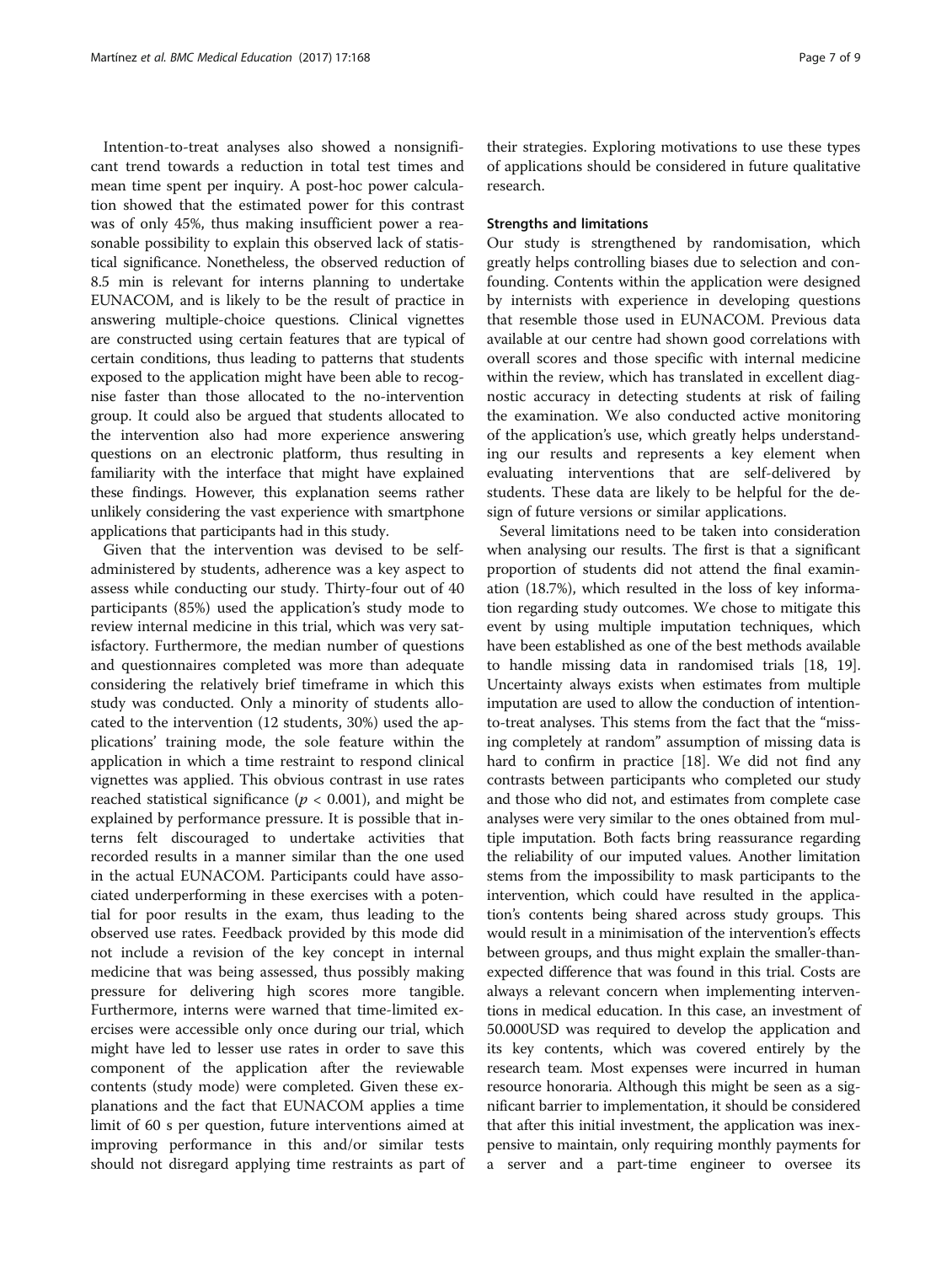Intention-to-treat analyses also showed a nonsignificant trend towards a reduction in total test times and mean time spent per inquiry. A post-hoc power calculation showed that the estimated power for this contrast was of only 45%, thus making insufficient power a reasonable possibility to explain this observed lack of statistical significance. Nonetheless, the observed reduction of 8.5 min is relevant for interns planning to undertake EUNACOM, and is likely to be the result of practice in answering multiple-choice questions. Clinical vignettes are constructed using certain features that are typical of certain conditions, thus leading to patterns that students exposed to the application might have been able to recognise faster than those allocated to the no-intervention group. It could also be argued that students allocated to the intervention also had more experience answering questions on an electronic platform, thus resulting in familiarity with the interface that might have explained these findings. However, this explanation seems rather unlikely considering the vast experience with smartphone applications that participants had in this study.

Given that the intervention was devised to be self-administered by students, adherence was a key aspect to assess while conducting our study. Thirty-four out of 40 participants (85%) used the application's study mode to review internal medicine in this trial, which was very satisfactory. Furthermore, the median number of questions and questionnaires completed was more than adequate considering the relatively brief timeframe in which this study was conducted. Only a minority of students allocated to the intervention (12 students, 30%) used the applications' training mode, the sole feature within the application in which a time restraint to respond clinical vignettes was applied. This obvious contrast in use rates reached statistical significance ($p < 0.001$), and might be explained by performance pressure. It is possible that interns felt discouraged to undertake activities that recorded results in a manner similar than the one used in the actual EUNACOM. Participants could have associated underperforming in these exercises with a potential for poor results in the exam, thus leading to the observed use rates. Feedback provided by this mode did not include a revision of the key concept in internal medicine that was being assessed, thus possibly making pressure for delivering high scores more tangible. Furthermore, interns were warned that time-limited exercises were accessible only once during our trial, which might have led to lesser use rates in order to save this component of the application after the reviewable contents (study mode) were completed. Given these explanations and the fact that EUNACOM applies a time limit of 60 s per question, future interventions aimed at improving performance in this and/or similar tests should not disregard applying time restraints as part of their strategies. Exploring motivations to use these types of applications should be considered in future qualitative research.

### Strengths and limitations

Our study is strengthened by randomisation, which greatly helps controlling biases due to selection and confounding. Contents within the application were designed by internists with experience in developing questions that resemble those used in EUNACOM. Previous data available at our centre had shown good correlations with overall scores and those specific with internal medicine within the review, which has translated in excellent diagnostic accuracy in detecting students at risk of failing the examination. We also conducted active monitoring of the application's use, which greatly helps understanding our results and represents a key element when evaluating interventions that are self-delivered by students. These data are likely to be helpful for the design of future versions or similar applications.

Several limitations need to be taken into consideration when analysing our results. The first is that a significant proportion of students did not attend the final examination (18.7%), which resulted in the loss of key information regarding study outcomes. We chose to mitigate this event by using multiple imputation techniques, which have been established as one of the best methods available to handle missing data in randomised trials [18, 19]. Uncertainty always exists when estimates from multiple imputation are used to allow the conduction of intention-to-treat analyses. This stems from the fact that the "missing completely at random" assumption of missing data is hard to confirm in practice [18]. We did not find any contrasts between participants who completed our study and those who did not, and estimates from complete case analyses were very similar to the ones obtained from multiple imputation. Both facts bring reassurance regarding the reliability of our imputed values. Another limitation stems from the impossibility to mask participants to the intervention, which could have resulted in the application's contents being shared across study groups. This would result in a minimisation of the intervention's effects between groups, and thus might explain the smaller-than-expected difference that was found in this trial. Costs are always a relevant concern when implementing interventions in medical education. In this case, an investment of 50.000USD was required to develop the application and its key contents, which was covered entirely by the research team. Most expenses were incurred in human resource honoraria. Although this might be seen as a significant barrier to implementation, it should be considered that after this initial investment, the application was inexpensive to maintain, only requiring monthly payments for a server and a part-time engineer to oversee its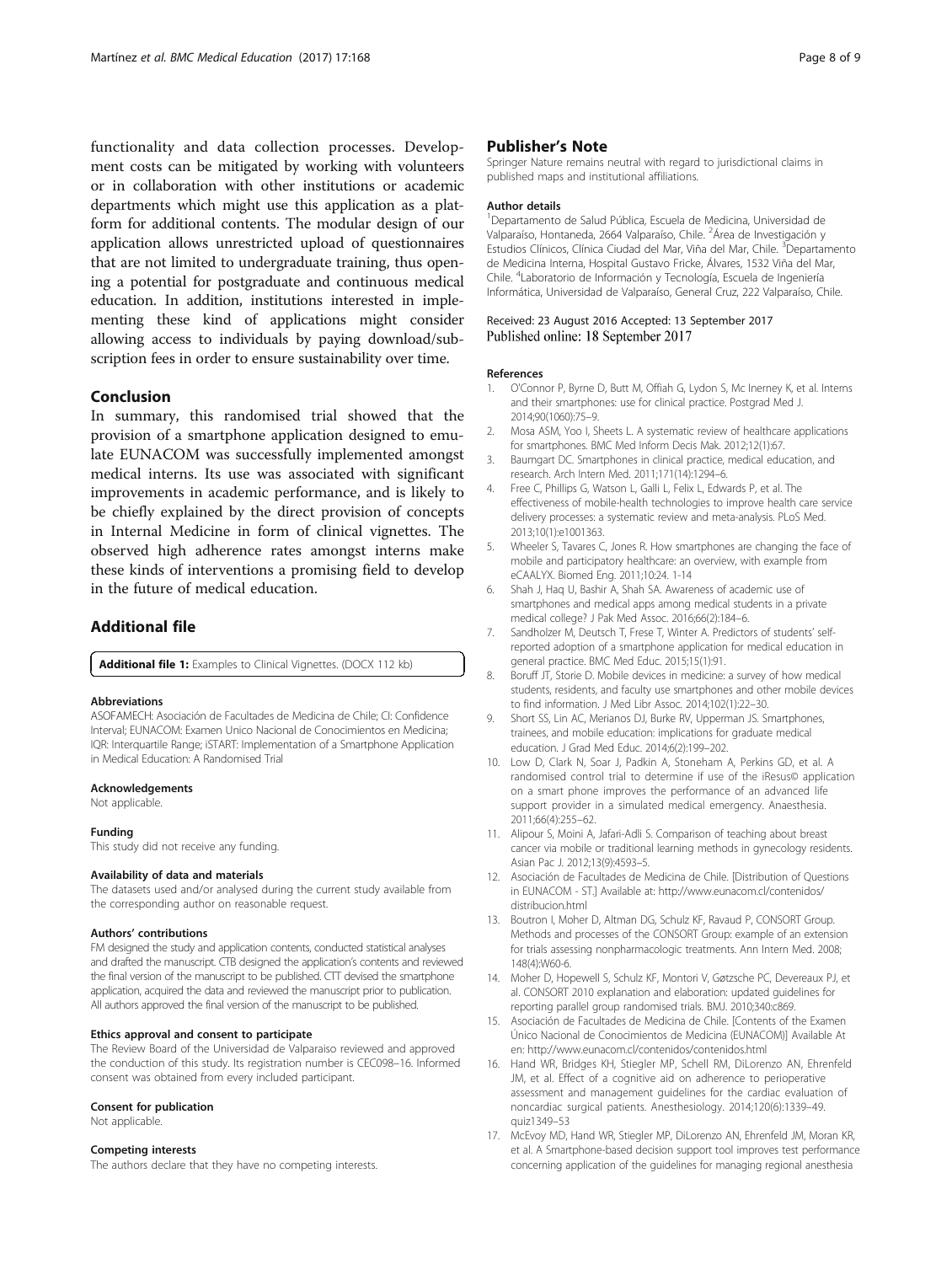functionality and data collection processes. Development costs can be mitigated by working with volunteers or in collaboration with other institutions or academic departments which might use this application as a platform for additional contents. The modular design of our application allows unrestricted upload of questionnaires that are not limited to undergraduate training, thus opening a potential for postgraduate and continuous medical education. In addition, institutions interested in implementing these kind of applications might consider allowing access to individuals by paying download/subscription fees in order to ensure sustainability over time.

## Conclusion

In summary, this randomised trial showed that the provision of a smartphone application designed to emulate EUNACOM was successfully implemented amongst medical interns. Its use was associated with significant improvements in academic performance, and is likely to be chiefly explained by the direct provision of concepts in Internal Medicine in form of clinical vignettes. The observed high adherence rates amongst interns make these kinds of interventions a promising field to develop in the future of medical education.

## Additional file

**Additional file 1:** Examples to Clinical Vignettes. (DOCX 112 kb)

#### Abbreviations

ASOFAMECH: Asociación de Facultades de Medicina de Chile; CI: Confidence Interval; EUNACOM: Examen Unico Nacional de Conocimientos en Medicina; IQR: Interquartile Range; iSTART: Implementation of a Smartphone Application in Medical Education: A Randomised Trial

#### Acknowledgements

Not applicable.

#### Funding

This study did not receive any funding.

#### Availability of data and materials

The datasets used and/or analysed during the current study available from the corresponding author on reasonable request.

#### Authors' contributions

FM designed the study and application contents, conducted statistical analyses and drafted the manuscript. CTB designed the application's contents and reviewed the final version of the manuscript to be published. CTT devised the smartphone application, acquired the data and reviewed the manuscript prior to publication. All authors approved the final version of the manuscript to be published.

#### Ethics approval and consent to participate

The Review Board of the Universidad de Valparaiso reviewed and approved the conduction of this study. Its registration number is CEC098–16. Informed consent was obtained from every included participant.

#### Consent for publication

Not applicable.

#### Competing interests

The authors declare that they have no competing interests.

## Publisher's Note

Springer Nature remains neutral with regard to jurisdictional claims in published maps and institutional affiliations.

#### Author details

[1]Departamento de Salud Pública, Escuela de Medicina, Universidad de Valparaíso, Hontaneda, 2664 Valparaíso, Chile. [2]Área de Investigación y Estudios Clínicos, Clínica Ciudad del Mar, Viña del Mar, Chile. [3]Departamento de Medicina Interna, Hospital Gustavo Fricke, Álvares, 1532 Viña del Mar, Chile. [4]Laboratorio de Información y Tecnología, Escuela de Ingeniería Informática, Universidad de Valparaíso, General Cruz, 222 Valparaíso, Chile.

Received: 23 August 2016 Accepted: 13 September 2017
Published online: 18 September 2017

#### References

1. O'Connor P, Byrne D, Butt M, Offiah G, Lydon S, Mc Inerney K, et al. Interns and their smartphones: use for clinical practice. Postgrad Med J. 2014;90(1060):75–9.
2. Mosa ASM, Yoo I, Sheets L. A systematic review of healthcare applications for smartphones. BMC Med Inform Decis Mak. 2012;12(1):67.
3. Baumgart DC. Smartphones in clinical practice, medical education, and research. Arch Intern Med. 2011;171(14):1294–6.
4. Free C, Phillips G, Watson L, Galli L, Felix L, Edwards P, et al. The effectiveness of mobile-health technologies to improve health care service delivery processes: a systematic review and meta-analysis. PLoS Med. 2013;10(1):e1001363.
5. Wheeler S, Tavares C, Jones R. How smartphones are changing the face of mobile and participatory healthcare: an overview, with example from eCAALYX. Biomed Eng. 2011;10:24. 1-14
6. Shah J, Haq U, Bashir A, Shah SA. Awareness of academic use of smartphones and medical apps among medical students in a private medical college? J Pak Med Assoc. 2016;66(2):184–6.
7. Sandholzer M, Deutsch T, Frese T, Winter A. Predictors of students' self-reported adoption of a smartphone application for medical education in general practice. BMC Med Educ. 2015;15(1):91.
8. Boruff JT, Storie D. Mobile devices in medicine: a survey of how medical students, residents, and faculty use smartphones and other mobile devices to find information. J Med Libr Assoc. 2014;102(1):22–30.
9. Short SS, Lin AC, Merianos DJ, Burke RV, Upperman JS. Smartphones, trainees, and mobile education: implications for graduate medical education. J Grad Med Educ. 2014;6(2):199–202.
10. Low D, Clark N, Soar J, Padkin A, Stoneham A, Perkins GD, et al. A randomised control trial to determine if use of the iResus© application on a smart phone improves the performance of an advanced life support provider in a simulated medical emergency. Anaesthesia. 2011;66(4):255–62.
11. Alipour S, Moini A, Jafari-Adli S. Comparison of teaching about breast cancer via mobile or traditional learning methods in gynecology residents. Asian Pac J. 2012;13(9):4593–5.
12. Asociación de Facultades de Medicina de Chile. [Distribution of Questions in EUNACOM - ST.] Available at: http://www.eunacom.cl/contenidos/distribucion.html
13. Boutron I, Moher D, Altman DG, Schulz KF, Ravaud P, CONSORT Group. Methods and processes of the CONSORT Group: example of an extension for trials assessing nonpharmacologic treatments. Ann Intern Med. 2008; 148(4):W60-6.
14. Moher D, Hopewell S, Schulz KF, Montori V, Gøtzsche PC, Devereaux PJ, et al. CONSORT 2010 explanation and elaboration: updated guidelines for reporting parallel group randomised trials. BMJ. 2010;340:c869.
15. Asociación de Facultades de Medicina de Chile. [Contents of the Examen Único Nacional de Conocimientos de Medicina (EUNACOM)] Available At en: http://www.eunacom.cl/contenidos/contenidos.html
16. Hand WR, Bridges KH, Stiegler MP, Schell RM, DiLorenzo AN, Ehrenfeld JM, et al. Effect of a cognitive aid on adherence to perioperative assessment and management guidelines for the cardiac evaluation of noncardiac surgical patients. Anesthesiology. 2014;120(6):1339–49. quiz1349–53
17. McEvoy MD, Hand WR, Stiegler MP, DiLorenzo AN, Ehrenfeld JM, Moran KR, et al. A Smartphone-based decision support tool improves test performance concerning application of the guidelines for managing regional anesthesia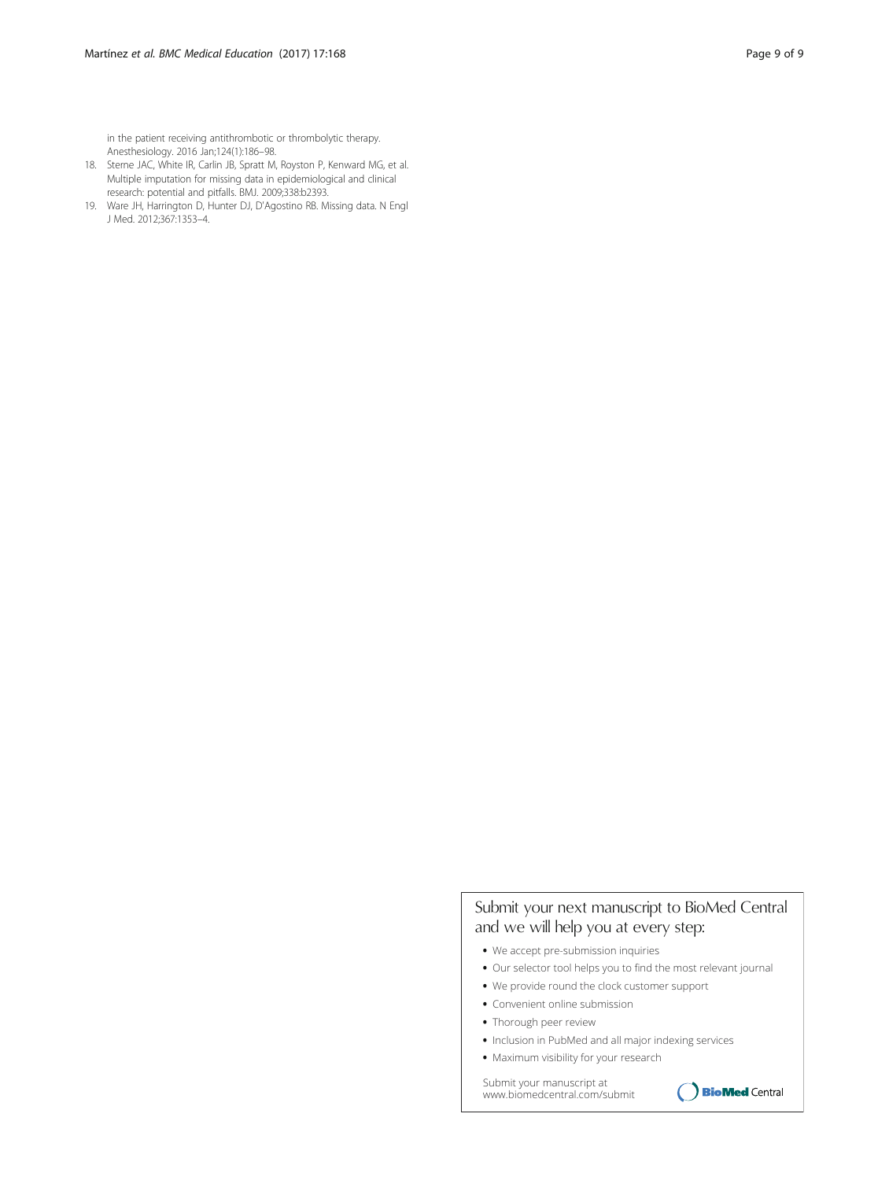in the patient receiving antithrombotic or thrombolytic therapy. Anesthesiology. 2016 Jan;124(1):186–98.

18. Sterne JAC, White IR, Carlin JB, Spratt M, Royston P, Kenward MG, et al. Multiple imputation for missing data in epidemiological and clinical research: potential and pitfalls. BMJ. 2009;338:b2393.
19. Ware JH, Harrington D, Hunter DJ, D'Agostino RB. Missing data. N Engl J Med. 2012;367:1353–4.

Submit your next manuscript to BioMed Central and we will help you at every step:

- We accept pre-submission inquiries
- Our selector tool helps you to find the most relevant journal
- We provide round the clock customer support
- Convenient online submission
- Thorough peer review
- Inclusion in PubMed and all major indexing services
- Maximum visibility for your research

Submit your manuscript at
www.biomedcentral.com/submit

BioMed Central